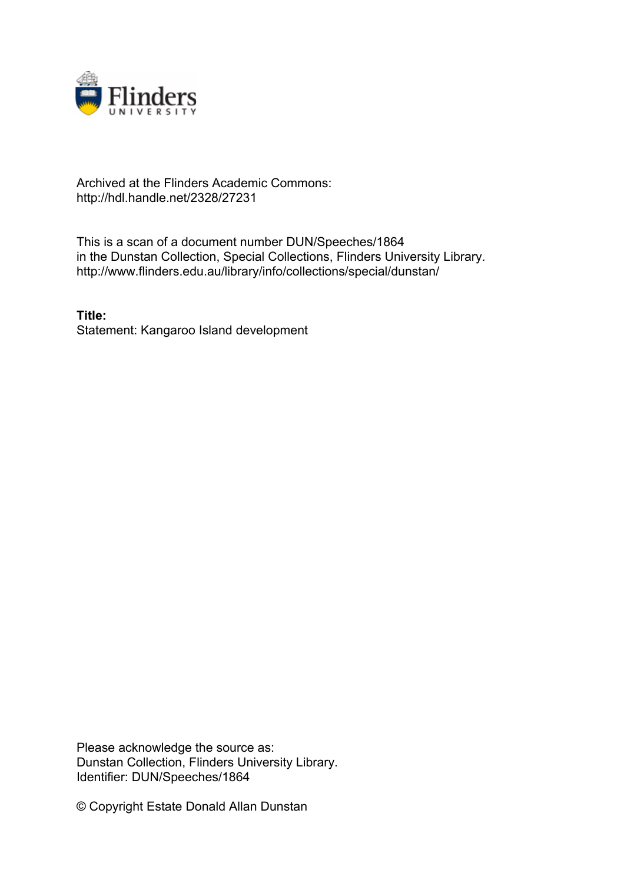Archived at the Flinders Academic Commons:
http://hdl.handle.net/2328/27231

This is a scan of a document number DUN/Speeches/1864
in the Dunstan Collection, Special Collections, Flinders University Library.
http://www.flinders.edu.au/library/info/collections/special/dunstan/

**Title:**
Statement: Kangaroo Island development

Please acknowledge the source as:
Dunstan Collection, Flinders University Library.
Identifier: DUN/Speeches/1864

© Copyright Estate Donald Allan Dunstan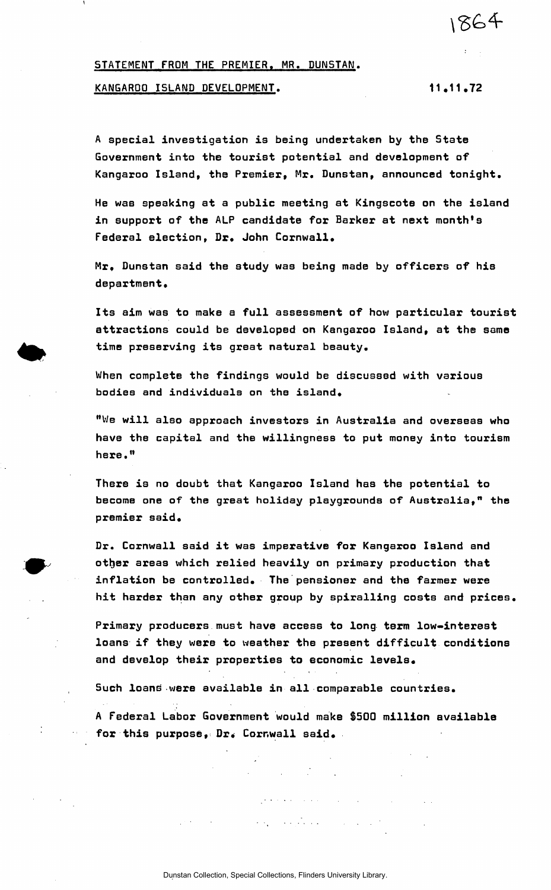1864

STATEMENT FROM THE PREMIER, MR. DUNSTAN.

KANGAROO ISLAND DEVELOPMENT. 11.11.72

A special investigation is being undertaken by the State Government into the tourist potential and development of Kangaroo Island, the Premier, Mr. Dunstan, announced tonight.

He was speaking at a public meeting at Kingscote on the island in support of the ALP candidate for Barker at next month's Federal election, Dr. John Cornwall.

Mr. Dunstan said the study was being made by officers of his department.

Its aim was to make a full assessment of how particular tourist attractions could be developed on Kangaroo Island, at the same time preserving its great natural beauty.

When complete the findings would be discussed with various bodies and individuals on the island.

"We will also approach investors in Australia and overseas who have the capital and the willingness to put money into tourism here."

There is no doubt that Kangaroo Island has the potential to become one of the great holiday playgrounds of Australia," the premier said.

Dr. Cornwall said it was imperative for Kangaroo Island and other areas which relied heavily on primary production that inflation be controlled. The pensioner and the farmer were hit harder than any other group by spiralling costs and prices.

Primary producers must have access to long term low-interest loans if they were to weather the present difficult conditions and develop their properties to economic levels.

Such loans were available in all comparable countries.

A Federal Labor Government would make $500 million available for this purpose, Dr. Cornwall said.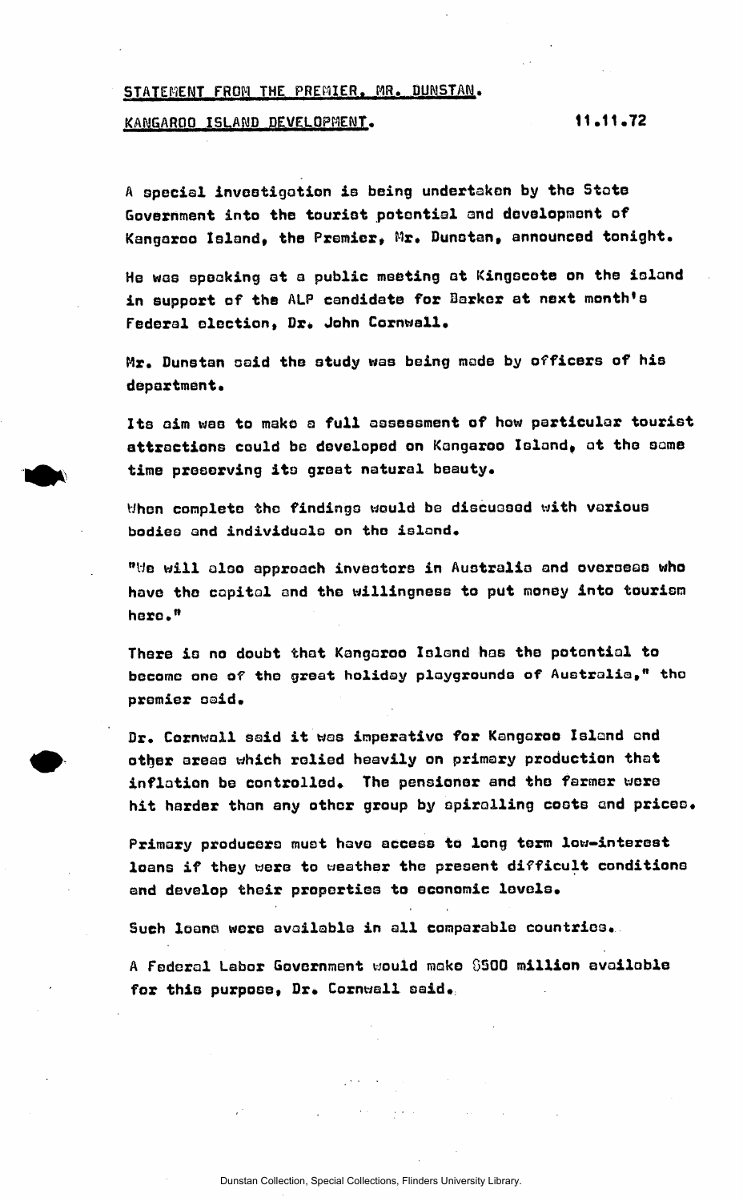STATEMENT FROM THE PREMIER, MR. DUNSTAN.

KANGAROO ISLAND DEVELOPMENT. 11.11.72

A special investigation is being undertaken by the State Government into the tourist potential and development of Kangaroo Island, the Premier, Mr. Dunstan, announced tonight.

He was speaking at a public meeting at Kingscote on the island in support of the ALP candidate for Barker at next month's Federal election, Dr. John Cornwall.

Mr. Dunstan said the study was being made by officers of his department.

Its aim was to make a full assessment of how particular tourist attractions could be developed on Kangaroo Island, at the same time preserving its great natural beauty.

When complete the findings would be discussed with various bodies and individuals on the island.

"We will also approach investors in Australia and overseas who have the capital and the willingness to put money into tourism here."

There is no doubt that Kangaroo Island has the potential to become one of the great holiday playgrounds of Australia," the premier said.

Dr. Cornwall said it was imperative for Kangaroo Island and other areas which relied heavily on primary production that inflation be controlled. The pensioner and the farmer were hit harder than any other group by spiralling costs and prices.

Primary producers must have access to long term low-interest loans if they were to weather the present difficult conditions and develop their properties to economic levels.

Such loans were available in all comparable countries.

A Federal Labor Government would make $500 million available for this purpose, Dr. Cornwall said.